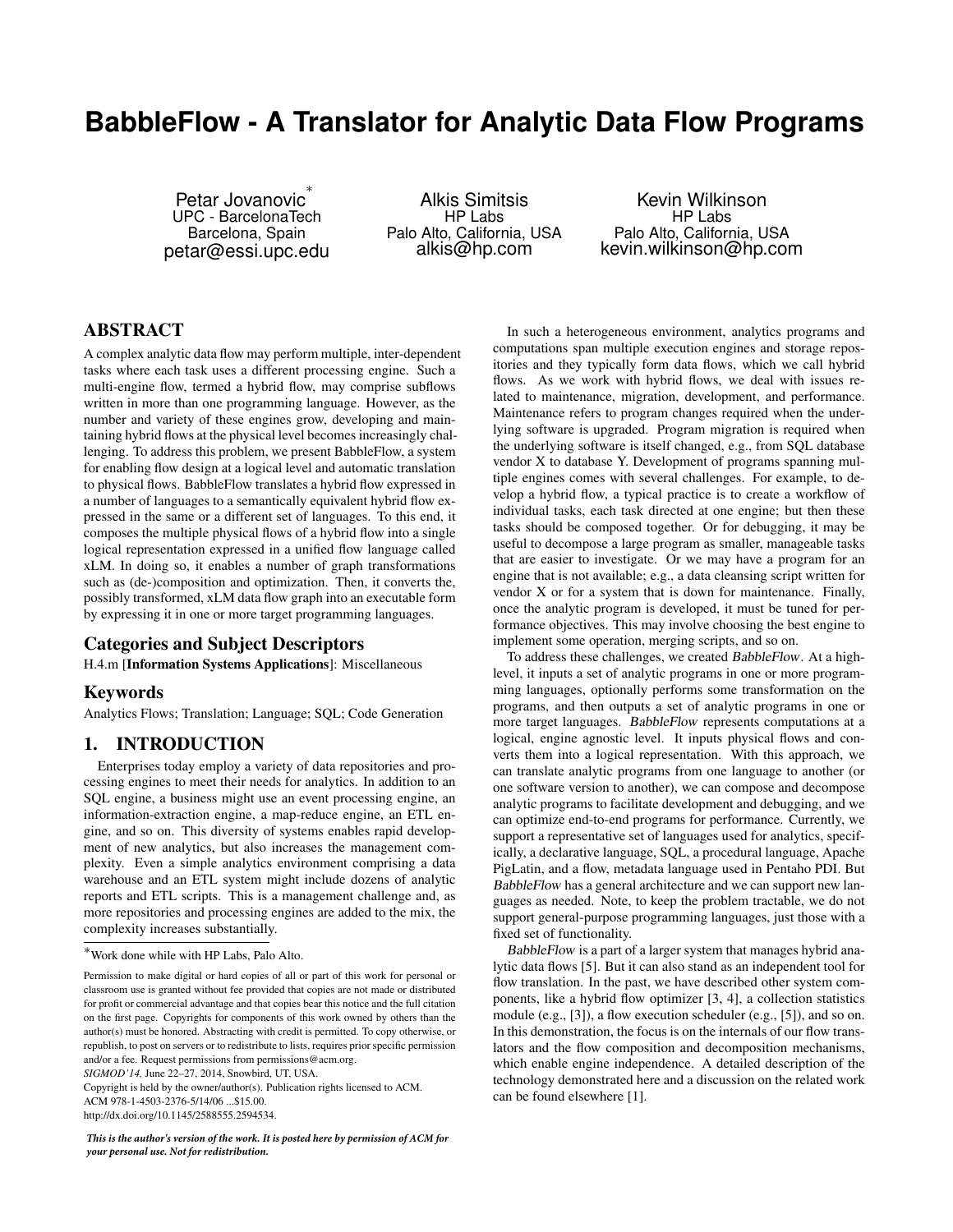# BabbleFlow - A Translator for Analytic Data Flow Programs

Petar Jovanovic*
UPC - BarcelonaTech
Barcelona, Spain
petar@essi.upc.edu

Alkis Simitsis
HP Labs
Palo Alto, California, USA
alkis@hp.com

Kevin Wilkinson
HP Labs
Palo Alto, California, USA
kevin.wilkinson@hp.com

## ABSTRACT

A complex analytic data flow may perform multiple, inter-dependent tasks where each task uses a different processing engine. Such a multi-engine flow, termed a hybrid flow, may comprise subflows written in more than one programming language. However, as the number and variety of these engines grow, developing and maintaining hybrid flows at the physical level becomes increasingly challenging. To address this problem, we present BabbleFlow, a system for enabling flow design at a logical level and automatic translation to physical flows. BabbleFlow translates a hybrid flow expressed in a number of languages to a semantically equivalent hybrid flow expressed in the same or a different set of languages. To this end, it composes the multiple physical flows of a hybrid flow into a single logical representation expressed in a unified flow language called xLM. In doing so, it enables a number of graph transformations such as (de-)composition and optimization. Then, it converts the, possibly transformed, xLM data flow graph into an executable form by expressing it in one or more target programming languages.

### Categories and Subject Descriptors

H.4.m [**Information Systems Applications**]: Miscellaneous

### Keywords

Analytics Flows; Translation; Language; SQL; Code Generation

## 1. INTRODUCTION

Enterprises today employ a variety of data repositories and processing engines to meet their needs for analytics. In addition to an SQL engine, a business might use an event processing engine, an information-extraction engine, a map-reduce engine, an ETL engine, and so on. This diversity of systems enables rapid development of new analytics, but also increases the management complexity. Even a simple analytics environment comprising a data warehouse and an ETL system might include dozens of analytic reports and ETL scripts. This is a management challenge and, as more repositories and processing engines are added to the mix, the complexity increases substantially.

*Work done while with HP Labs, Palo Alto.

Permission to make digital or hard copies of all or part of this work for personal or classroom use is granted without fee provided that copies are not made or distributed for profit or commercial advantage and that copies bear this notice and the full citation on the first page. Copyrights for components of this work owned by others than the author(s) must be honored. Abstracting with credit is permitted. To copy otherwise, or republish, to post on servers or to redistribute to lists, requires prior specific permission and/or a fee. Request permissions from permissions@acm.org.
*SIGMOD'14,* June 22–27, 2014, Snowbird, UT, USA.
Copyright is held by the owner/author(s). Publication rights licensed to ACM.
ACM 978-1-4503-2376-5/14/06 ...$15.00.
http://dx.doi.org/10.1145/2588555.2594534.

***This is the author's version of the work. It is posted here by permission of ACM for your personal use. Not for redistribution.***

In such a heterogeneous environment, analytics programs and computations span multiple execution engines and storage repositories and they typically form data flows, which we call hybrid flows. As we work with hybrid flows, we deal with issues related to maintenance, migration, development, and performance. Maintenance refers to program changes required when the underlying software is upgraded. Program migration is required when the underlying software is itself changed, e.g., from SQL database vendor X to database Y. Development of programs spanning multiple engines comes with several challenges. For example, to develop a hybrid flow, a typical practice is to create a workflow of individual tasks, each task directed at one engine; but then these tasks should be composed together. Or for debugging, it may be useful to decompose a large program as smaller, manageable tasks that are easier to investigate. Or we may have a program for an engine that is not available; e.g., a data cleansing script written for vendor X or for a system that is down for maintenance. Finally, once the analytic program is developed, it must be tuned for performance objectives. This may involve choosing the best engine to implement some operation, merging scripts, and so on.

To address these challenges, we created *BabbleFlow*. At a high-level, it inputs a set of analytic programs in one or more programming languages, optionally performs some transformation on the programs, and then outputs a set of analytic programs in one or more target languages. *BabbleFlow* represents computations at a logical, engine agnostic level. It inputs physical flows and converts them into a logical representation. With this approach, we can translate analytic programs from one language to another (or one software version to another), we can compose and decompose analytic programs to facilitate development and debugging, and we can optimize end-to-end programs for performance. Currently, we support a representative set of languages used for analytics, specifically, a declarative language, SQL, a procedural language, Apache PigLatin, and a flow, metadata language used in Pentaho PDI. But *BabbleFlow* has a general architecture and we can support new languages as needed. Note, to keep the problem tractable, we do not support general-purpose programming languages, just those with a fixed set of functionality.

*BabbleFlow* is a part of a larger system that manages hybrid analytic data flows [5]. But it can also stand as an independent tool for flow translation. In the past, we have described other system components, like a hybrid flow optimizer [3, 4], a collection statistics module (e.g., [3]), a flow execution scheduler (e.g., [5]), and so on. In this demonstration, the focus is on the internals of our flow translators and the flow composition and decomposition mechanisms, which enable engine independence. A detailed description of the technology demonstrated here and a discussion on the related work can be found elsewhere [1].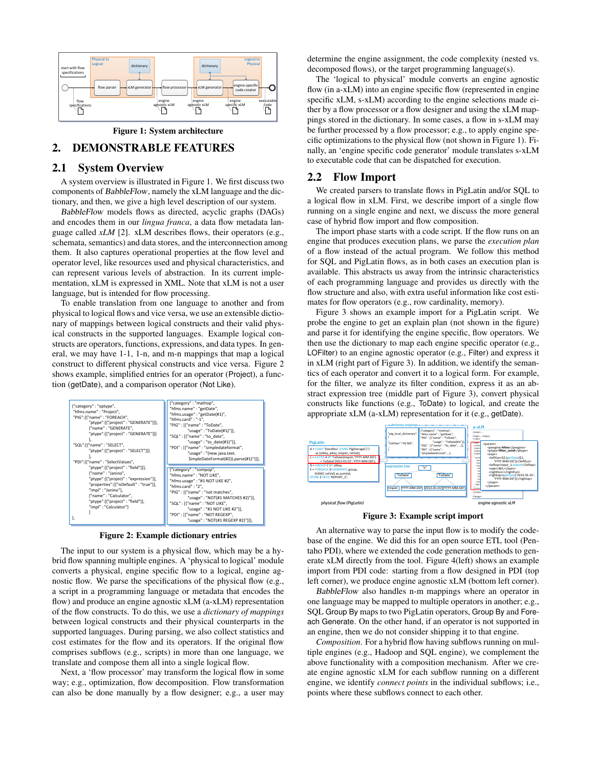Figure 1: System architecture

## 2. DEMONSTRABLE FEATURES

### 2.1 System Overview

A system overview is illustrated in Figure 1. We first discuss two components of *BabbleFlow*, namely the xLM language and the dictionary, and then, we give a high level description of our system.

*BabbleFlow* models flows as directed, acyclic graphs (DAGs) and encodes them in our *lingua franca*, a data flow metadata language called *xLM* [2]. xLM describes flows, their operators (e.g., schemata, semantics) and data stores, and the interconnection among them. It also captures operational properties at the flow level and operator level, like resources used and physical characteristics, and can represent various levels of abstraction. In its current implementation, xLM is expressed in XML. Note that xLM is not a user language, but is intended for flow processing.

To enable translation from one language to another and from physical to logical flows and vice versa, we use an extensible dictionary of mappings between logical constructs and their valid physical constructs in the supported languages. Example logical constructs are operators, functions, expressions, and data types. In general, we may have 1-1, 1-n, and m-n mappings that map a logical construct to different physical constructs and vice versa. Figure 2 shows example, simplified entries for an operator (Project), a function (getDate), and a comparison operator (Not Like).

Figure 2: Example dictionary entries

The input to our system is a physical flow, which may be a hybrid flow spanning multiple engines. A 'physical to logical' module converts a physical, engine specific flow to a logical, engine agnostic flow. We parse the specifications of the physical flow (e.g., a script in a programming language or metadata that encodes the flow) and produce an engine agnostic xLM (a-xLM) representation of the flow constructs. To do this, we use a *dictionary of mappings* between logical constructs and their physical counterparts in the supported languages. During parsing, we also collect statistics and cost estimates for the flow and its operators. If the original flow comprises subflows (e.g., scripts) in more than one language, we translate and compose them all into a single logical flow.

Next, a 'flow processor' may transform the logical flow in some way; e.g., optimization, flow decomposition. Flow transformation can also be done manually by a flow designer; e.g., a user may determine the engine assignment, the code complexity (nested vs. decomposed flows), or the target programming language(s).

The 'logical to physical' module converts an engine agnostic flow (in a-xLM) into an engine specific flow (represented in engine specific xLM, s-xLM) according to the engine selections made either by a flow processor or a flow designer and using the xLM mappings stored in the dictionary. In some cases, a flow in s-xLM may be further processed by a flow processor; e.g., to apply engine specific optimizations to the physical flow (not shown in Figure 1). Finally, an 'engine specific code generator' module translates s-xLM to executable code that can be dispatched for execution.

### 2.2 Flow Import

We created parsers to translate flows in PigLatin and/or SQL to a logical flow in xLM. First, we describe import of a single flow running on a single engine and next, we discuss the more general case of hybrid flow import and flow composition.

The import phase starts with a code script. If the flow runs on an engine that produces execution plans, we parse the *execution plan* of a flow instead of the actual program. We follow this method for SQL and PigLatin flows, as in both cases an execution plan is available. This abstracts us away from the intrinsic characteristics of each programming language and provides us directly with the flow structure and also, with extra useful information like cost estimates for flow operators (e.g., row cardinality, memory).

Figure 3 shows an example import for a PigLatin script. We probe the engine to get an explain plan (not shown in the figure) and parse it for identifying the engine specific, flow operators. We then use the dictionary to map each engine specific operator (e.g., LOFilter) to an engine agnostic operator (e.g., Filter) and express it in xLM (right part of Figure 3). In addition, we identify the semantics of each operator and convert it to a logical form. For example, for the filter, we analyze its filter condition, express it as an abstract expression tree (middle part of Figure 3), convert physical constructs like functions (e.g., ToDate) to logical, and create the appropriate xLM (a-xLM) representation for it (e.g., getDate).

Figure 3: Example script import

An alternative way to parse the input flow is to modify the codebase of the engine. We did this for an open source ETL tool (Pentaho PDI), where we extended the code generation methods to generate xLM directly from the tool. Figure 4(left) shows an example import from PDI code: starting from a flow designed in PDI (top left corner), we produce engine agnostic xLM (bottom left corner).

*BabbleFlow* also handles n-m mappings where an operator in one language may be mapped to multiple operators in another; e.g., SQL Group By maps to two PigLatin operators, Group By and Foreach Generate. On the other hand, if an operator is not supported in an engine, then we do not consider shipping it to that engine.

*Composition.* For a hybrid flow having subflows running on multiple engines (e.g., Hadoop and SQL engine), we complement the above functionality with a composition mechanism. After we create engine agnostic xLM for each subflow running on a different engine, we identify *connect points* in the individual subflows; i.e., points where these subflows connect to each other.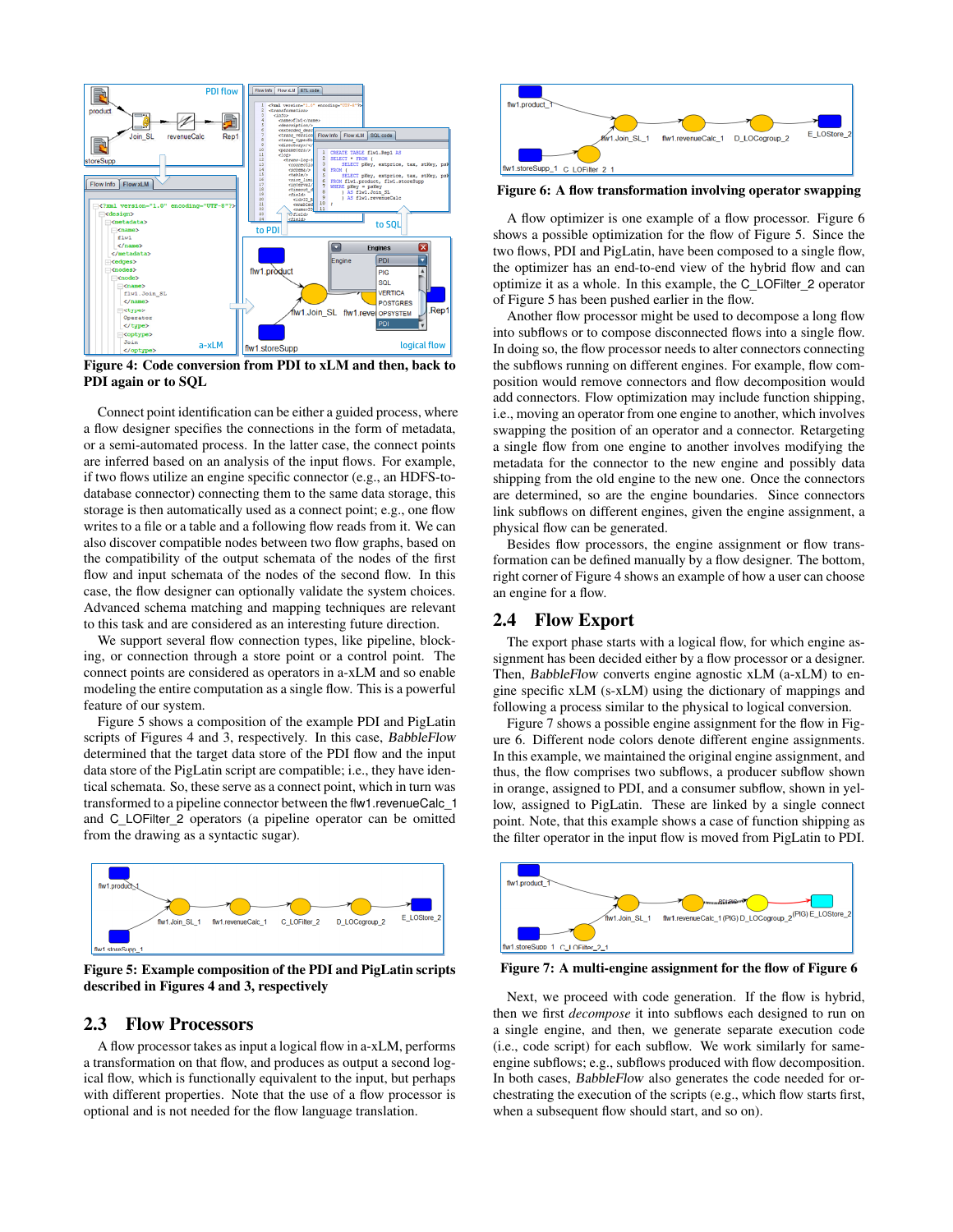Figure 4: Code conversion from PDI to xLM and then, back to PDI again or to SQL

Connect point identification can be either a guided process, where a flow designer specifies the connections in the form of metadata, or a semi-automated process. In the latter case, the connect points are inferred based on an analysis of the input flows. For example, if two flows utilize an engine specific connector (e.g., an HDFS-to-database connector) connecting them to the same data storage, this storage is then automatically used as a connect point; e.g., one flow writes to a file or a table and a following flow reads from it. We can also discover compatible nodes between two flow graphs, based on the compatibility of the output schemata of the nodes of the first flow and input schemata of the nodes of the second flow. In this case, the flow designer can optionally validate the system choices. Advanced schema matching and mapping techniques are relevant to this task and are considered as an interesting future direction.

We support several flow connection types, like pipeline, blocking, or connection through a store point or a control point. The connect points are considered as operators in a-xLM and so enable modeling the entire computation as a single flow. This is a powerful feature of our system.

Figure 5 shows a composition of the example PDI and PigLatin scripts of Figures 4 and 3, respectively. In this case, *BabbleFlow* determined that the target data store of the PDI flow and the input data store of the PigLatin script are compatible; i.e., they have identical schemata. So, these serve as a connect point, which in turn was transformed to a pipeline connector between the flw1.revenueCalc_1 and C_LOFilter_2 operators (a pipeline operator can be omitted from the drawing as a syntactic sugar).

Figure 5: Example composition of the PDI and PigLatin scripts described in Figures 4 and 3, respectively

## 2.3 Flow Processors

A flow processor takes as input a logical flow in a-xLM, performs a transformation on that flow, and produces as output a second logical flow, which is functionally equivalent to the input, but perhaps with different properties. Note that the use of a flow processor is optional and is not needed for the flow language translation.

Figure 6: A flow transformation involving operator swapping

A flow optimizer is one example of a flow processor. Figure 6 shows a possible optimization for the flow of Figure 5. Since the two flows, PDI and PigLatin, have been composed to a single flow, the optimizer has an end-to-end view of the hybrid flow and can optimize it as a whole. In this example, the C_LOFilter_2 operator of Figure 5 has been pushed earlier in the flow.

Another flow processor might be used to decompose a long flow into subflows or to compose disconnected flows into a single flow. In doing so, the flow processor needs to alter connectors connecting the subflows running on different engines. For example, flow composition would remove connectors and flow decomposition would add connectors. Flow optimization may include function shipping, i.e., moving an operator from one engine to another, which involves swapping the position of an operator and a connector. Retargeting a single flow from one engine to another involves modifying the metadata for the connector to the new engine and possibly data shipping from the old engine to the new one. Once the connectors are determined, so are the engine boundaries. Since connectors link subflows on different engines, given the engine assignment, a physical flow can be generated.

Besides flow processors, the engine assignment or flow transformation can be defined manually by a flow designer. The bottom, right corner of Figure 4 shows an example of how a user can choose an engine for a flow.

## 2.4 Flow Export

The export phase starts with a logical flow, for which engine assignment has been decided either by a flow processor or a designer. Then, *BabbleFlow* converts engine agnostic xLM (a-xLM) to engine specific xLM (s-xLM) using the dictionary of mappings and following a process similar to the physical to logical conversion.

Figure 7 shows a possible engine assignment for the flow in Figure 6. Different node colors denote different engine assignments. In this example, we maintained the original engine assignment, and thus, the flow comprises two subflows, a producer subflow shown in orange, assigned to PDI, and a consumer subflow, shown in yellow, assigned to PigLatin. These are linked by a single connect point. Note, that this example shows a case of function shipping as the filter operator in the input flow is moved from PigLatin to PDI.

Figure 7: A multi-engine assignment for the flow of Figure 6

Next, we proceed with code generation. If the flow is hybrid, then we first *decompose* it into subflows each designed to run on a single engine, and then, we generate separate execution code (i.e., code script) for each subflow. We work similarly for same-engine subflows; e.g., subflows produced with flow decomposition. In both cases, *BabbleFlow* also generates the code needed for orchestrating the execution of the scripts (e.g., which flow starts first, when a subsequent flow should start, and so on).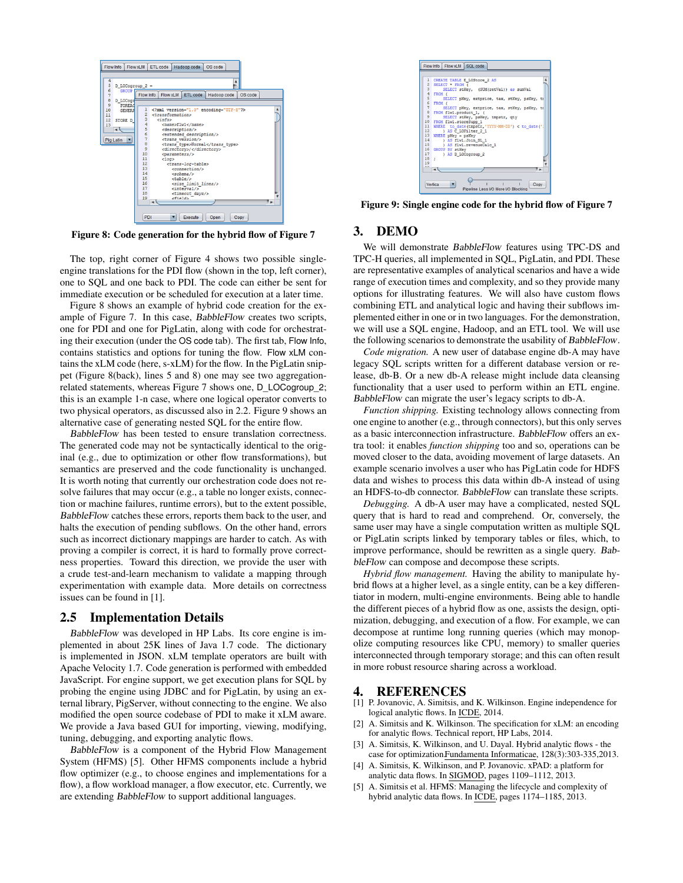Figure 8: Code generation for the hybrid flow of Figure 7

Figure 9: Single engine code for the hybrid flow of Figure 7

The top, right corner of Figure 4 shows two possible single-engine translations for the PDI flow (shown in the top, left corner), one to SQL and one back to PDI. The code can either be sent for immediate execution or be scheduled for execution at a later time.

Figure 8 shows an example of hybrid code creation for the example of Figure 7. In this case, *BabbleFlow* creates two scripts, one for PDI and one for PigLatin, along with code for orchestrating their execution (under the OS code tab). The first tab, Flow Info, contains statistics and options for tuning the flow. Flow xLM contains the xLM code (here, s-xLM) for the flow. In the PigLatin snippet (Figure 8(back), lines 5 and 8) one may see two aggregation-related statements, whereas Figure 7 shows one, D_LOCogroup_2; this is an example 1-n case, where one logical operator converts to two physical operators, as discussed also in 2.2. Figure 9 shows an alternative case of generating nested SQL for the entire flow.

*BabbleFlow* has been tested to ensure translation correctness. The generated code may not be syntactically identical to the original (e.g., due to optimization or other flow transformations), but semantics are preserved and the code functionality is unchanged. It is worth noting that currently our orchestration code does not resolve failures that may occur (e.g., a table no longer exists, connection or machine failures, runtime errors), but to the extent possible, *BabbleFlow* catches these errors, reports them back to the user, and halts the execution of pending subflows. On the other hand, errors such as incorrect dictionary mappings are harder to catch. As with proving a compiler is correct, it is hard to formally prove correctness properties. Toward this direction, we provide the user with a crude test-and-learn mechanism to validate a mapping through experimentation with example data. More details on correctness issues can be found in [1].

## 2.5 Implementation Details

*BabbleFlow* was developed in HP Labs. Its core engine is implemented in about 25K lines of Java 1.7 code. The dictionary is implemented in JSON. xLM template operators are built with Apache Velocity 1.7. Code generation is performed with embedded JavaScript. For engine support, we get execution plans for SQL by probing the engine using JDBC and for PigLatin, by using an external library, PigServer, without connecting to the engine. We also modified the open source codebase of PDI to make it xLM aware. We provide a Java based GUI for importing, viewing, modifying, tuning, debugging, and exporting analytic flows.

*BabbleFlow* is a component of the Hybrid Flow Management System (HFMS) [5]. Other HFMS components include a hybrid flow optimizer (e.g., to choose engines and implementations for a flow), a flow workload manager, a flow executor, etc. Currently, we are extending *BabbleFlow* to support additional languages.

# 3. DEMO

We will demonstrate *BabbleFlow* features using TPC-DS and TPC-H queries, all implemented in SQL, PigLatin, and PDI. These are representative examples of analytical scenarios and have a wide range of execution times and complexity, and so they provide many options for illustrating features. We will also have custom flows combining ETL and analytical logic and having their subflows implemented either in one or in two languages. For the demonstration, we will use a SQL engine, Hadoop, and an ETL tool. We will use the following scenarios to demonstrate the usability of *BabbleFlow*.

*Code migration.* A new user of database engine db-A may have legacy SQL scripts written for a different database version or release, db-B. Or a new db-A release might include data cleansing functionality that a user used to perform within an ETL engine. *BabbleFlow* can migrate the user's legacy scripts to db-A.

*Function shipping.* Existing technology allows connecting from one engine to another (e.g., through connectors), but this only serves as a basic interconnection infrastructure. *BabbleFlow* offers an extra tool: it enables *function shipping* too and so, operations can be moved closer to the data, avoiding movement of large datasets. An example scenario involves a user who has PigLatin code for HDFS data and wishes to process this data within db-A instead of using an HDFS-to-db connector. *BabbleFlow* can translate these scripts.

*Debugging.* A db-A user may have a complicated, nested SQL query that is hard to read and comprehend. Or, conversely, the same user may have a single computation written as multiple SQL or PigLatin scripts linked by temporary tables or files, which, to improve performance, should be rewritten as a single query. *BabbleFlow* can compose and decompose these scripts.

*Hybrid flow management.* Having the ability to manipulate hybrid flows at a higher level, as a single entity, can be a key differentiator in modern, multi-engine environments. Being able to handle the different pieces of a hybrid flow as one, assists the design, optimization, debugging, and execution of a flow. For example, we can decompose at runtime long running queries (which may monopolize computing resources like CPU, memory) to smaller queries interconnected through temporary storage; and this can often result in more robust resource sharing across a workload.

# 4. REFERENCES

[1] P. Jovanovic, A. Simitsis, and K. Wilkinson. Engine independence for logical analytic flows. In ICDE, 2014.

[2] A. Simitsis and K. Wilkinson. The specification for xLM: an encoding for analytic flows. Technical report, HP Labs, 2014.

[3] A. Simitsis, K. Wilkinson, and U. Dayal. Hybrid analytic flows - the case for optimization. Fundamenta Informaticae, 128(3):303-335, 2013.

[4] A. Simitsis, K. Wilkinson, and P. Jovanovic. xPAD: a platform for analytic data flows. In SIGMOD, pages 1109–1112, 2013.

[5] A. Simitsis et al. HFMS: Managing the lifecycle and complexity of hybrid analytic data flows. In ICDE, pages 1174–1185, 2013.